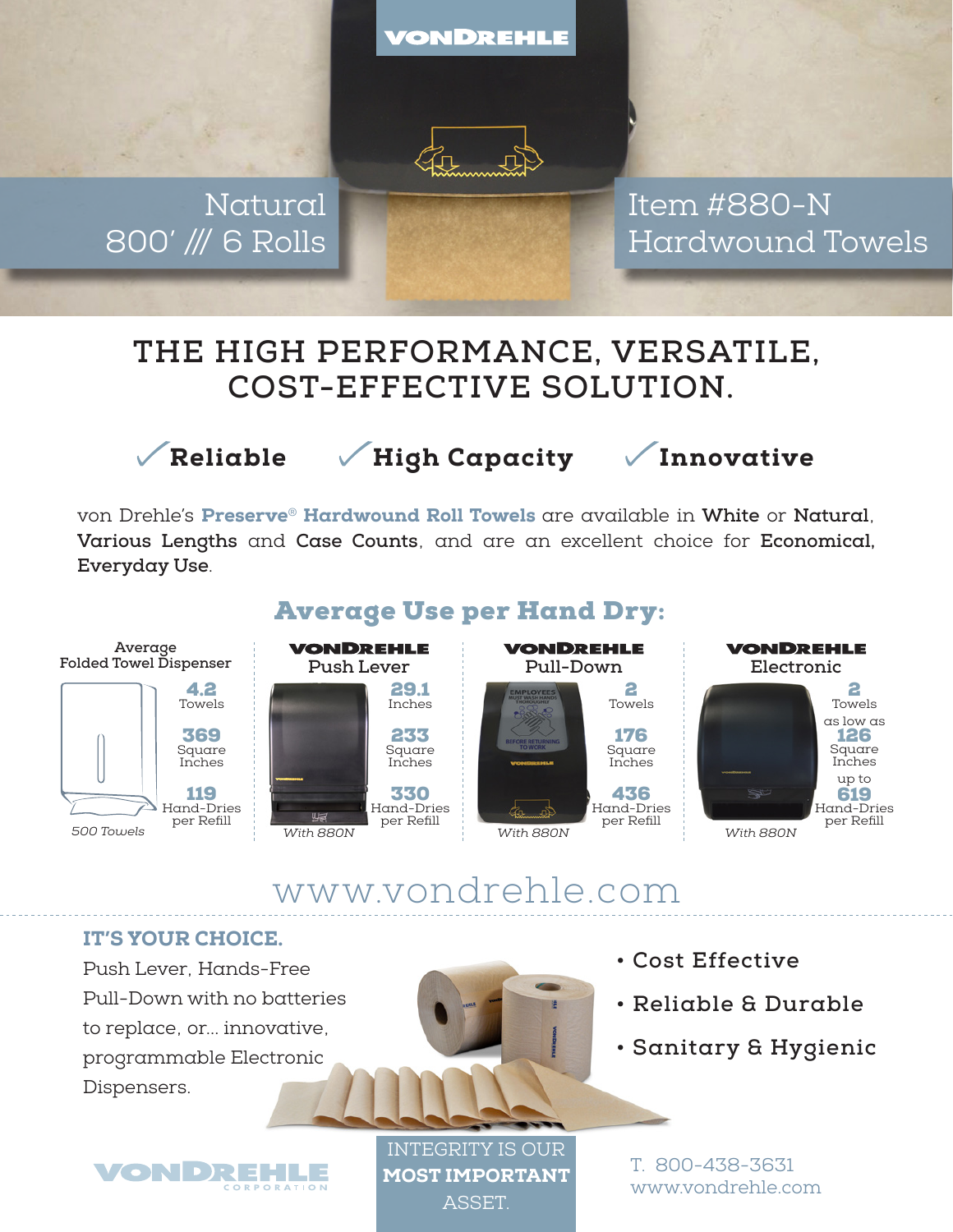VONDREHLE

Natural
800' /// 6 Rolls

Item #880-N
Hardwound Towels

# THE HIGH PERFORMANCE, VERSATILE, COST-EFFECTIVE SOLUTION.

✓**Reliable** ✓**High Capacity** ✓**Innovative**

von Drehle's **Preserve® Hardwound Roll Towels** are available in **White** or **Natural**, **Various Lengths** and **Case Counts**, and are an excellent choice for **Economical, Everyday Use**.

## Average Use per Hand Dry:

| Average Folded Towel Dispenser | VONDREHLE Push Lever | VONDREHLE Pull-Down | VONDREHLE Electronic |
|---|---|---|---|
| 4.2 Towels | 29.1 Inches | 2 Towels | 2 Towels |
| 369 Square Inches | 233 Square Inches | 176 Square Inches | as low as 126 Square Inches |
| 119 Hand-Dries per Refill | 330 Hand-Dries per Refill | 436 Hand-Dries per Refill | up to 619 Hand-Dries per Refill |
| *500 Towels* | *With 880N* | *With 880N* | *With 880N* |

www.vondrehle.com

**IT'S YOUR CHOICE.**

Push Lever, Hands-Free Pull-Down with no batteries to replace, or... innovative, programmable Electronic Dispensers.

- Cost Effective
- Reliable & Durable
- Sanitary & Hygienic

VONDREHLE CORPORATION

INTEGRITY IS OUR **MOST IMPORTANT** ASSET.

T. 800-438-3631
www.vondrehle.com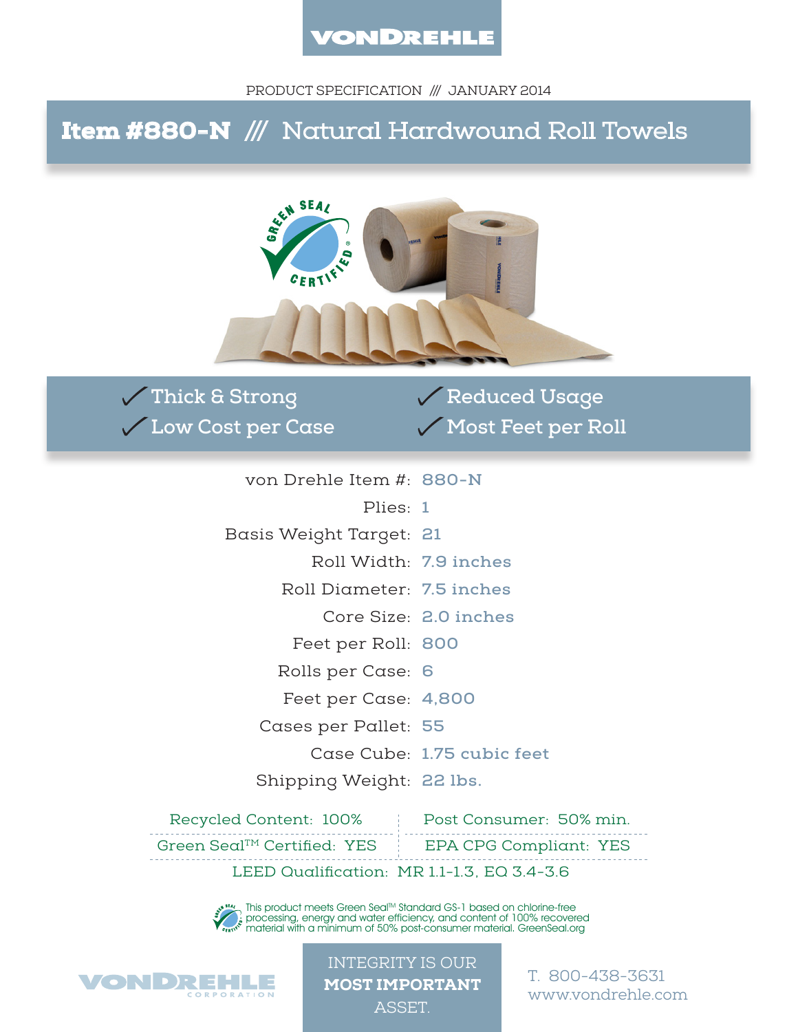VONDREHLE

PRODUCT SPECIFICATION /// JANUARY 2014

# Item #880-N /// Natural Hardwound Roll Towels

- ✓ Thick & Strong
- ✓ Low Cost per Case
- ✓ Reduced Usage
- ✓ Most Feet per Roll

| | |
|---|---|
| von Drehle Item #: | 880-N |
| Plies: | 1 |
| Basis Weight Target: | 21 |
| Roll Width: | 7.9 inches |
| Roll Diameter: | 7.5 inches |
| Core Size: | 2.0 inches |
| Feet per Roll: | 800 |
| Rolls per Case: | 6 |
| Feet per Case: | 4,800 |
| Cases per Pallet: | 55 |
| Case Cube: | 1.75 cubic feet |
| Shipping Weight: | 22 lbs. |

| | |
|---|---|
| Recycled Content: 100% | Post Consumer: 50% min. |
| Green Seal™ Certified: YES | EPA CPG Compliant: YES |

LEED Qualification: MR 1.1-1.3, EQ 3.4-3.6

This product meets Green Seal™ Standard GS-1 based on chlorine-free processing, energy and water efficiency, and content of 100% recovered material with a minimum of 50% post-consumer material. GreenSeal.org

VONDREHLE CORPORATION

INTEGRITY IS OUR **MOST IMPORTANT** ASSET.

T. 800-438-3631
www.vondrehle.com